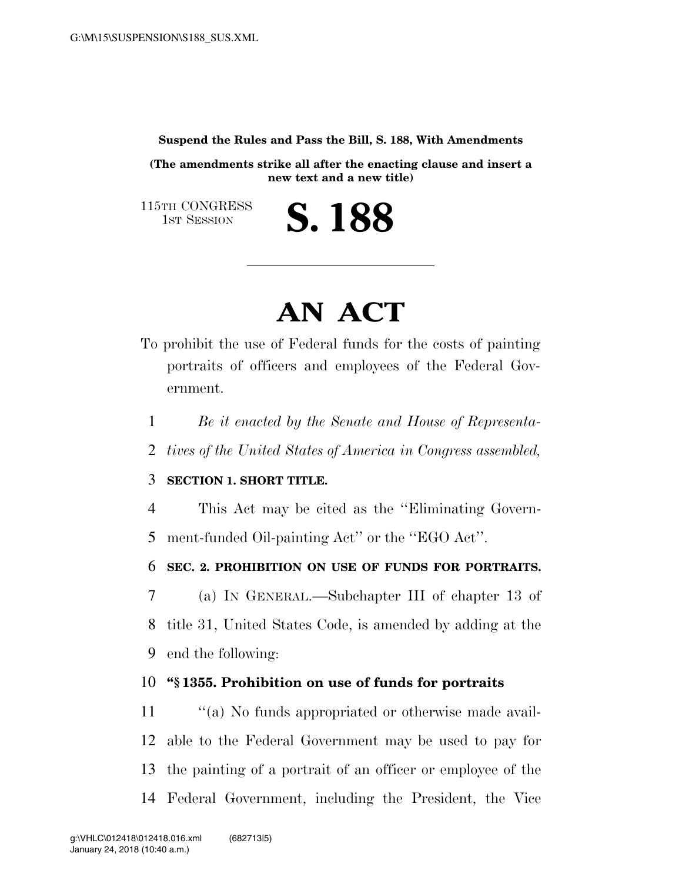**Suspend the Rules and Pass the Bill, S. 188, With Amendments**

**(The amendments strike all after the enacting clause and insert a new text and a new title)**

115TH CONGRESS
1ST SESSION

# S. 188

# AN ACT

To prohibit the use of Federal funds for the costs of painting portraits of officers and employees of the Federal Government.

*Be it enacted by the Senate and House of Representatives of the United States of America in Congress assembled,*

**SECTION 1. SHORT TITLE.**

This Act may be cited as the ''Eliminating Government-funded Oil-painting Act'' or the ''EGO Act''.

**SEC. 2. PROHIBITION ON USE OF FUNDS FOR PORTRAITS.**

(a) IN GENERAL.—Subchapter III of chapter 13 of title 31, United States Code, is amended by adding at the end the following:

**''§ 1355. Prohibition on use of funds for portraits**

''(a) No funds appropriated or otherwise made available to the Federal Government may be used to pay for the painting of a portrait of an officer or employee of the Federal Government, including the President, the Vice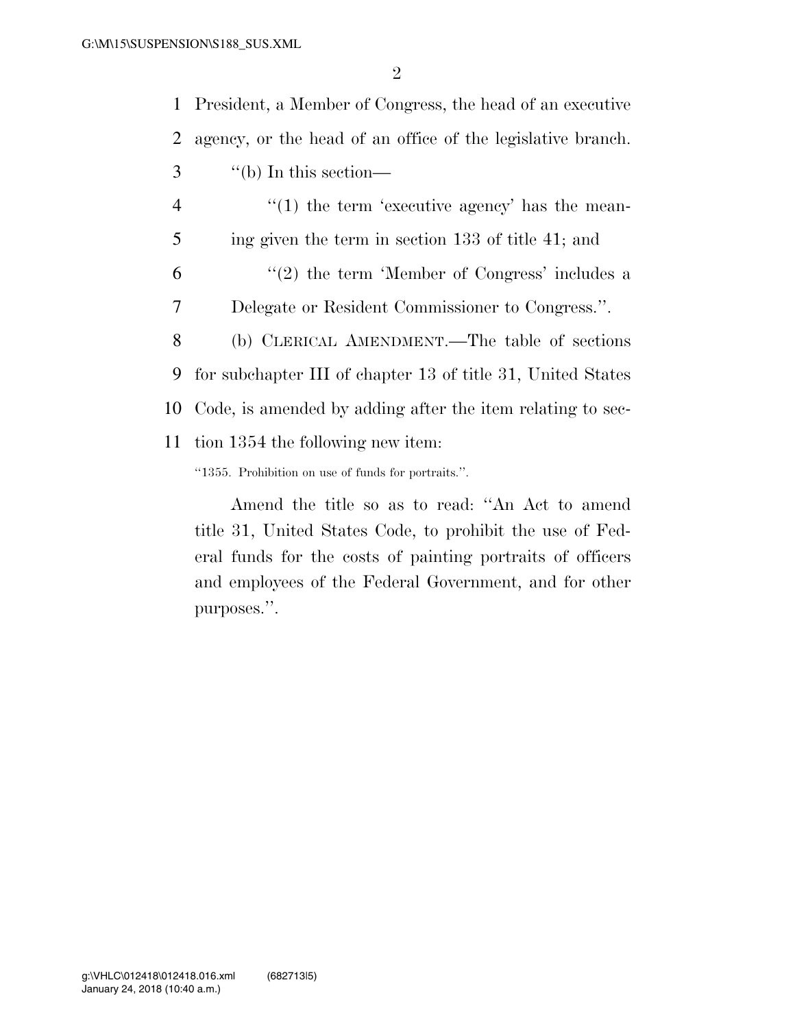President, a Member of Congress, the head of an executive agency, or the head of an office of the legislative branch.

''(b) In this section—

''(1) the term 'executive agency' has the meaning given the term in section 133 of title 41; and

''(2) the term 'Member of Congress' includes a Delegate or Resident Commissioner to Congress.''.

(b) CLERICAL AMENDMENT.—The table of sections for subchapter III of chapter 13 of title 31, United States Code, is amended by adding after the item relating to section 1354 the following new item:

''1355. Prohibition on use of funds for portraits.''.

Amend the title so as to read: ''An Act to amend title 31, United States Code, to prohibit the use of Federal funds for the costs of painting portraits of officers and employees of the Federal Government, and for other purposes.''.